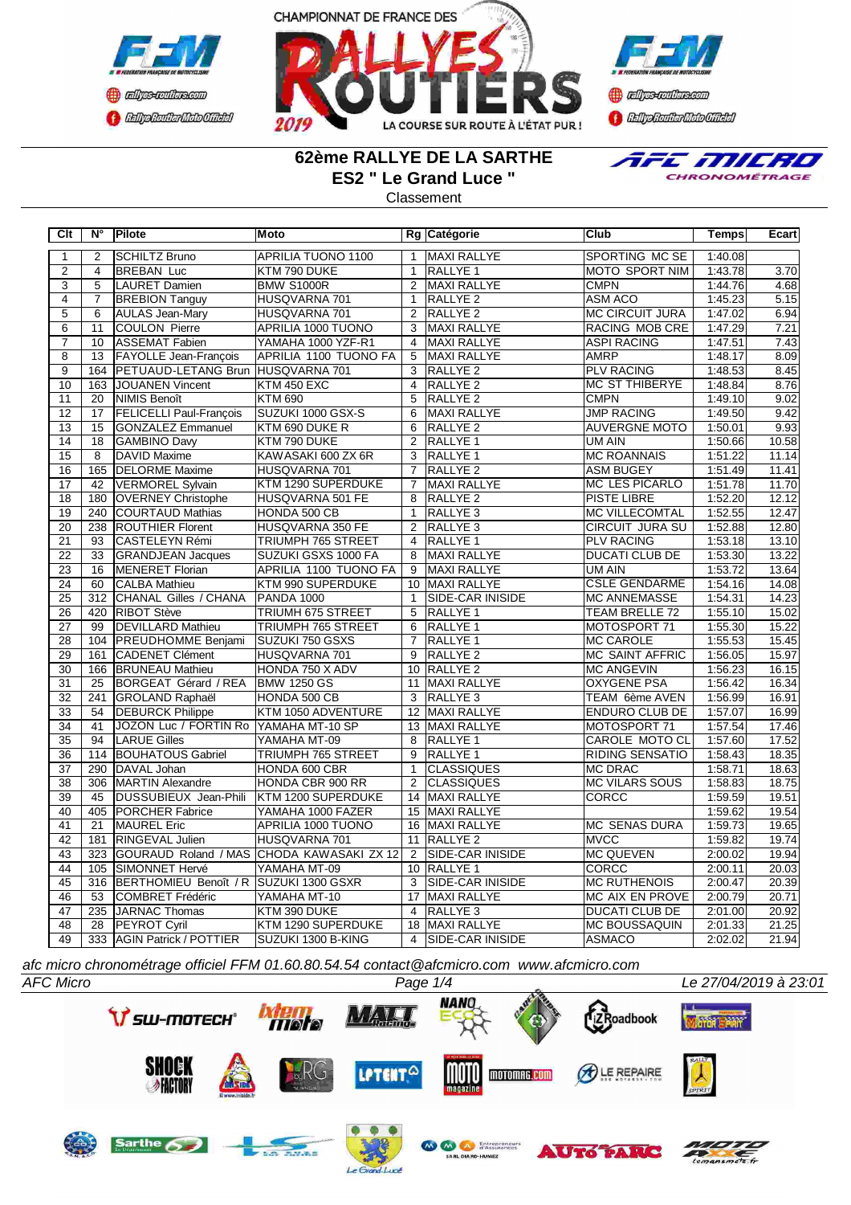CHAMPIONNAT DE FRANCE DES RALLYES ROUTIERS 2019 — LA COURSE SUR ROUTE À L'ÉTAT PUR !

# 62ème RALLYE DE LA SARTHE

## ES2 " Le Grand Luce "

Classement

| Clt | N° | Pilote | Moto | Rg | Catégorie | Club | Temps | Ecart |
|---|---|---|---|---|---|---|---|---|
| 1 | 2 | SCHILTZ Bruno | APRILIA TUONO 1100 | 1 | MAXI RALLYE | SPORTING MC SE | 1:40.08 | |
| 2 | 4 | BREBAN Luc | KTM 790 DUKE | 1 | RALLYE 1 | MOTO SPORT NIM | 1:43.78 | 3.70 |
| 3 | 5 | LAURET Damien | BMW S1000R | 2 | MAXI RALLYE | CMPN | 1:44.76 | 4.68 |
| 4 | 7 | BREBION Tanguy | HUSQVARNA 701 | 1 | RALLYE 2 | ASM ACO | 1:45.23 | 5.15 |
| 5 | 6 | AULAS Jean-Mary | HUSQVARNA 701 | 2 | RALLYE 2 | MC CIRCUIT JURA | 1:47.02 | 6.94 |
| 6 | 11 | COULON Pierre | APRILIA 1000 TUONO | 3 | MAXI RALLYE | RACING MOB CRE | 1:47.29 | 7.21 |
| 7 | 10 | ASSEMAT Fabien | YAMAHA 1000 YZF-R1 | 4 | MAXI RALLYE | ASPI RACING | 1:47.51 | 7.43 |
| 8 | 13 | FAYOLLE Jean-François | APRILIA 1100 TUONO FA | 5 | MAXI RALLYE | AMRP | 1:48.17 | 8.09 |
| 9 | 164 | PETUAUD-LETANG Brun | HUSQVARNA 701 | 3 | RALLYE 2 | PLV RACING | 1:48.53 | 8.45 |
| 10 | 163 | JOUANEN Vincent | KTM 450 EXC | 4 | RALLYE 2 | MC ST THIBERYE | 1:48.84 | 8.76 |
| 11 | 20 | NIMIS Benoît | KTM 690 | 5 | RALLYE 2 | CMPN | 1:49.10 | 9.02 |
| 12 | 17 | FELICELLI Paul-François | SUZUKI 1000 GSX-S | 6 | MAXI RALLYE | JMP RACING | 1:49.50 | 9.42 |
| 13 | 15 | GONZALEZ Emmanuel | KTM 690 DUKE R | 6 | RALLYE 2 | AUVERGNE MOTO | 1:50.01 | 9.93 |
| 14 | 18 | GAMBINO Davy | KTM 790 DUKE | 2 | RALLYE 1 | UM AIN | 1:50.66 | 10.58 |
| 15 | 8 | DAVID Maxime | KAWASAKI 600 ZX 6R | 3 | RALLYE 1 | MC ROANNAIS | 1:51.22 | 11.14 |
| 16 | 165 | DELORME Maxime | HUSQVARNA 701 | 7 | RALLYE 2 | ASM BUGEY | 1:51.49 | 11.41 |
| 17 | 42 | VERMOREL Sylvain | KTM 1290 SUPERDUKE | 7 | MAXI RALLYE | MC LES PICARLO | 1:51.78 | 11.70 |
| 18 | 180 | OVERNEY Christophe | HUSQVARNA 501 FE | 8 | RALLYE 2 | PISTE LIBRE | 1:52.20 | 12.12 |
| 19 | 240 | COURTAUD Mathias | HONDA 500 CB | 1 | RALLYE 3 | MC VILLECOMTAL | 1:52.55 | 12.47 |
| 20 | 238 | ROUTHIER Florent | HUSQVARNA 350 FE | 2 | RALLYE 3 | CIRCUIT JURA SU | 1:52.88 | 12.80 |
| 21 | 93 | CASTELEYN Rémi | TRIUMPH 765 STREET | 4 | RALLYE 1 | PLV RACING | 1:53.18 | 13.10 |
| 22 | 33 | GRANDJEAN Jacques | SUZUKI GSXS 1000 FA | 8 | MAXI RALLYE | DUCATI CLUB DE | 1:53.30 | 13.22 |
| 23 | 16 | MENERET Florian | APRILIA 1100 TUONO FA | 9 | MAXI RALLYE | UM AIN | 1:53.72 | 13.64 |
| 24 | 60 | CALBA Mathieu | KTM 990 SUPERDUKE | 10 | MAXI RALLYE | CSLE GENDARME | 1:54.16 | 14.08 |
| 25 | 312 | CHANAL Gilles / CHANA | PANDA 1000 | 1 | SIDE-CAR INISIDE | MC ANNEMASSE | 1:54.31 | 14.23 |
| 26 | 420 | RIBOT Stève | TRIUMH 675 STREET | 5 | RALLYE 1 | TEAM BRELLE 72 | 1:55.10 | 15.02 |
| 27 | 99 | DEVILLARD Mathieu | TRIUMPH 765 STREET | 6 | RALLYE 1 | MOTOSPORT 71 | 1:55.30 | 15.22 |
| 28 | 104 | PREUDHOMME Benjami | SUZUKI 750 GSXS | 7 | RALLYE 1 | MC CAROLE | 1:55.53 | 15.45 |
| 29 | 161 | CADENET Clément | HUSQVARNA 701 | 9 | RALLYE 2 | MC SAINT AFFRIC | 1:56.05 | 15.97 |
| 30 | 166 | BRUNEAU Mathieu | HONDA 750 X ADV | 10 | RALLYE 2 | MC ANGEVIN | 1:56.23 | 16.15 |
| 31 | 25 | BORGEAT Gérard / REA | BMW 1250 GS | 11 | MAXI RALLYE | OXYGENE PSA | 1:56.42 | 16.34 |
| 32 | 241 | GROLAND Raphaël | HONDA 500 CB | 3 | RALLYE 3 | TEAM 6ème AVEN | 1:56.99 | 16.91 |
| 33 | 54 | DEBURCK Philippe | KTM 1050 ADVENTURE | 12 | MAXI RALLYE | ENDURO CLUB DE | 1:57.07 | 16.99 |
| 34 | 41 | JOZON Luc / FORTIN Ro | YAMAHA MT-10 SP | 13 | MAXI RALLYE | MOTOSPORT 71 | 1:57.54 | 17.46 |
| 35 | 94 | LARUE Gilles | YAMAHA MT-09 | 8 | RALLYE 1 | CAROLE MOTO CL | 1:57.60 | 17.52 |
| 36 | 114 | BOUHATOUS Gabriel | TRIUMPH 765 STREET | 9 | RALLYE 1 | RIDING SENSATIO | 1:58.43 | 18.35 |
| 37 | 290 | DAVAL Johan | HONDA 600 CBR | 1 | CLASSIQUES | MC DRAC | 1:58.71 | 18.63 |
| 38 | 306 | MARTIN Alexandre | HONDA CBR 900 RR | 2 | CLASSIQUES | MC VILARS SOUS | 1:58.83 | 18.75 |
| 39 | 45 | DUSSUBIEUX Jean-Phili | KTM 1200 SUPERDUKE | 14 | MAXI RALLYE | CORCC | 1:59.59 | 19.51 |
| 40 | 405 | PORCHER Fabrice | YAMAHA 1000 FAZER | 15 | MAXI RALLYE | | 1:59.62 | 19.54 |
| 41 | 21 | MAUREL Eric | APRILIA 1000 TUONO | 16 | MAXI RALLYE | MC SENAS DURA | 1:59.73 | 19.65 |
| 42 | 181 | RINGEVAL Julien | HUSQVARNA 701 | 11 | RALLYE 2 | MVCC | 1:59.82 | 19.74 |
| 43 | 323 | GOURAUD Roland / MAS | CHODA KAWASAKI ZX 12 | 2 | SIDE-CAR INISIDE | MC QUEVEN | 2:00.02 | 19.94 |
| 44 | 105 | SIMONNET Hervé | YAMAHA MT-09 | 10 | RALLYE 1 | CORCC | 2:00.11 | 20.03 |
| 45 | 316 | BERTHOMIEU Benoît / R | SUZUKI 1300 GSXR | 3 | SIDE-CAR INISIDE | MC RUTHENOIS | 2:00.47 | 20.39 |
| 46 | 53 | COMBRET Frédéric | YAMAHA MT-10 | 17 | MAXI RALLYE | MC AIX EN PROVE | 2:00.79 | 20.71 |
| 47 | 235 | JARNAC Thomas | KTM 390 DUKE | 4 | RALLYE 3 | DUCATI CLUB DE | 2:01.00 | 20.92 |
| 48 | 28 | PEYROT Cyril | KTM 1290 SUPERDUKE | 18 | MAXI RALLYE | MC BOUSSAQUIN | 2:01.33 | 21.25 |
| 49 | 333 | AGIN Patrick / POTTIER | SUZUKI 1300 B-KING | 4 | SIDE-CAR INISIDE | ASMACO | 2:02.02 | 21.94 |

*afc micro chronométrage officiel FFM 01.60.80.54.54 contact@afcmicro.com www.afcmicro.com*

*AFC Micro* — *Le 27/04/2019 à 23:01*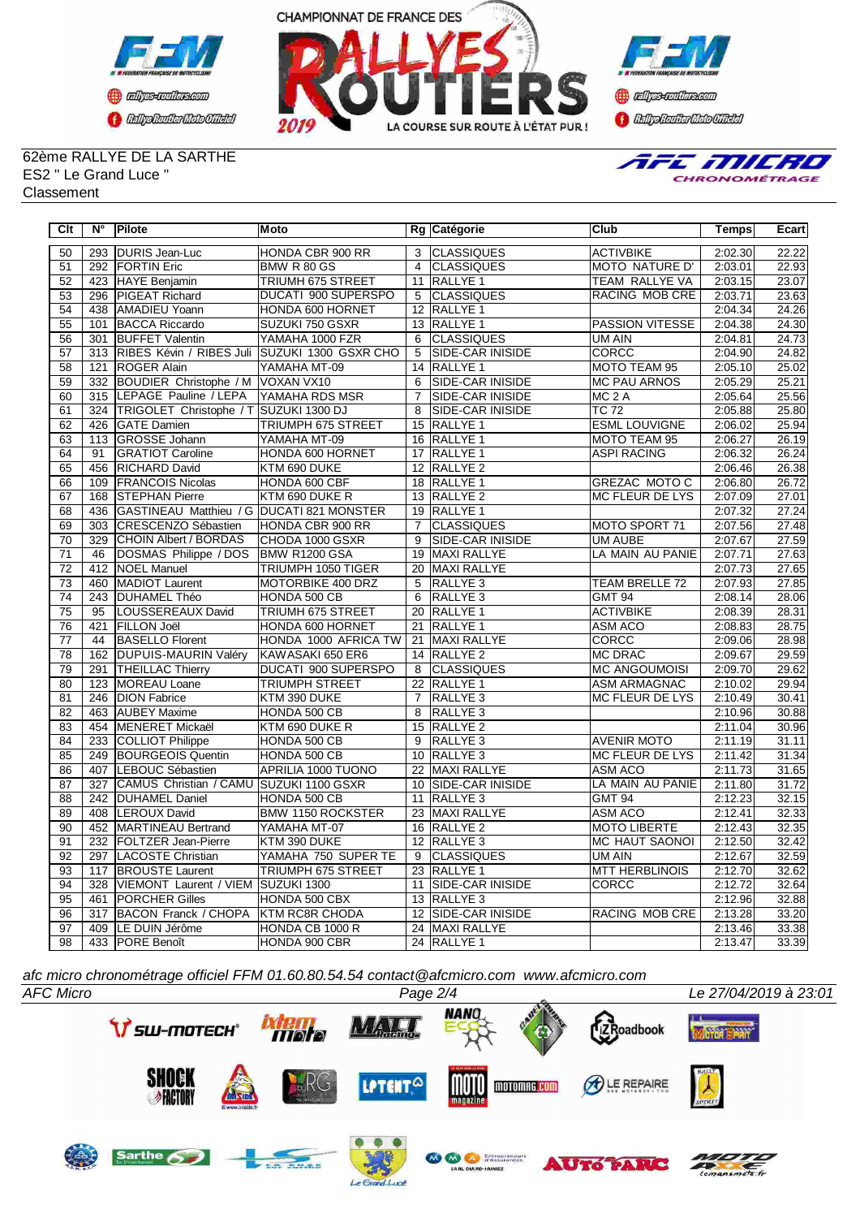62ème RALLYE DE LA SARTHE
ES2 " Le Grand Luce "
Classement

| Clt | N° | Pilote | Moto | Rg | Catégorie | Club | Temps | Ecart |
|---|---|---|---|---|---|---|---|---|
| 50 | 293 | DURIS Jean-Luc | HONDA CBR 900 RR | 3 | CLASSIQUES | ACTIVBIKE | 2:02.30 | 22.22 |
| 51 | 292 | FORTIN Eric | BMW R 80 GS | 4 | CLASSIQUES | MOTO NATURE D' | 2:03.01 | 22.93 |
| 52 | 423 | HAYE Benjamin | TRIUMH 675 STREET | 11 | RALLYE 1 | TEAM RALLYE VA | 2:03.15 | 23.07 |
| 53 | 296 | PIGEAT Richard | DUCATI 900 SUPERSPO | 5 | CLASSIQUES | RACING MOB CRE | 2:03.71 | 23.63 |
| 54 | 438 | AMADIEU Yoann | HONDA 600 HORNET | 12 | RALLYE 1 | | 2:04.34 | 24.26 |
| 55 | 101 | BACCA Riccardo | SUZUKI 750 GSXR | 13 | RALLYE 1 | PASSION VITESSE | 2:04.38 | 24.30 |
| 56 | 301 | BUFFET Valentin | YAMAHA 1000 FZR | 6 | CLASSIQUES | UM AIN | 2:04.81 | 24.73 |
| 57 | 313 | RIBES Kévin / RIBES Juli | SUZUKI 1300 GSXR CHO | 5 | SIDE-CAR INISIDE | CORCC | 2:04.90 | 24.82 |
| 58 | 121 | ROGER Alain | YAMAHA MT-09 | 14 | RALLYE 1 | MOTO TEAM 95 | 2:05.10 | 25.02 |
| 59 | 332 | BOUDIER Christophe / M | VOXAN VX10 | 6 | SIDE-CAR INISIDE | MC PAU ARNOS | 2:05.29 | 25.21 |
| 60 | 315 | LEPAGE Pauline / LEPA | YAMAHA RDS MSR | 7 | SIDE-CAR INISIDE | MC 2 A | 2:05.64 | 25.56 |
| 61 | 324 | TRIGOLET Christophe / T | SUZUKI 1300 DJ | 8 | SIDE-CAR INISIDE | TC 72 | 2:05.88 | 25.80 |
| 62 | 426 | GATE Damien | TRIUMPH 675 STREET | 15 | RALLYE 1 | ESML LOUVIGNE | 2:06.02 | 25.94 |
| 63 | 113 | GROSSE Johann | YAMAHA MT-09 | 16 | RALLYE 1 | MOTO TEAM 95 | 2:06.27 | 26.19 |
| 64 | 91 | GRATIOT Caroline | HONDA 600 HORNET | 17 | RALLYE 1 | ASPI RACING | 2:06.32 | 26.24 |
| 65 | 456 | RICHARD David | KTM 690 DUKE | 12 | RALLYE 2 | | 2:06.46 | 26.38 |
| 66 | 109 | FRANCOIS Nicolas | HONDA 600 CBF | 18 | RALLYE 1 | GREZAC MOTO C | 2:06.80 | 26.72 |
| 67 | 168 | STEPHAN Pierre | KTM 690 DUKE R | 13 | RALLYE 2 | MC FLEUR DE LYS | 2:07.09 | 27.01 |
| 68 | 436 | GASTINEAU Matthieu / G | DUCATI 821 MONSTER | 19 | RALLYE 1 | | 2:07.32 | 27.24 |
| 69 | 303 | CRESCENZO Sébastien | HONDA CBR 900 RR | 7 | CLASSIQUES | MOTO SPORT 71 | 2:07.56 | 27.48 |
| 70 | 329 | CHOIN Albert / BORDAS | CHODA 1000 GSXR | 9 | SIDE-CAR INISIDE | UM AUBE | 2:07.67 | 27.59 |
| 71 | 46 | DOSMAS Philippe / DOS | BMW R1200 GSA | 19 | MAXI RALLYE | LA MAIN AU PANIE | 2:07.71 | 27.63 |
| 72 | 412 | NOEL Manuel | TRIUMPH 1050 TIGER | 20 | MAXI RALLYE | | 2:07.73 | 27.65 |
| 73 | 460 | MADIOT Laurent | MOTORBIKE 400 DRZ | 5 | RALLYE 3 | TEAM BRELLE 72 | 2:07.93 | 27.85 |
| 74 | 243 | DUHAMEL Théo | HONDA 500 CB | 6 | RALLYE 3 | GMT 94 | 2:08.14 | 28.06 |
| 75 | 95 | LOUSSEREAUX David | TRIUMH 675 STREET | 20 | RALLYE 1 | ACTIVBIKE | 2:08.39 | 28.31 |
| 76 | 421 | FILLON Joël | HONDA 600 HORNET | 21 | RALLYE 1 | ASM ACO | 2:08.83 | 28.75 |
| 77 | 44 | BASELLO Florent | HONDA 1000 AFRICA TW | 21 | MAXI RALLYE | CORCC | 2:09.06 | 28.98 |
| 78 | 162 | DUPUIS-MAURIN Valéry | KAWASAKI 650 ER6 | 14 | RALLYE 2 | MC DRAC | 2:09.67 | 29.59 |
| 79 | 291 | THEILLAC Thierry | DUCATI 900 SUPERSPO | 8 | CLASSIQUES | MC ANGOUMOISI | 2:09.70 | 29.62 |
| 80 | 123 | MOREAU Loane | TRIUMPH STREET | 22 | RALLYE 1 | ASM ARMAGNAC | 2:10.02 | 29.94 |
| 81 | 246 | DION Fabrice | KTM 390 DUKE | 7 | RALLYE 3 | MC FLEUR DE LYS | 2:10.49 | 30.41 |
| 82 | 463 | AUBEY Maxime | HONDA 500 CB | 8 | RALLYE 3 | | 2:10.96 | 30.88 |
| 83 | 454 | MENERET Mickaël | KTM 690 DUKE R | 15 | RALLYE 2 | | 2:11.04 | 30.96 |
| 84 | 233 | COLLIOT Philippe | HONDA 500 CB | 9 | RALLYE 3 | AVENIR MOTO | 2:11.19 | 31.11 |
| 85 | 249 | BOURGEOIS Quentin | HONDA 500 CB | 10 | RALLYE 3 | MC FLEUR DE LYS | 2:11.42 | 31.34 |
| 86 | 407 | LEBOUC Sébastien | APRILIA 1000 TUONO | 22 | MAXI RALLYE | ASM ACO | 2:11.73 | 31.65 |
| 87 | 327 | CAMUS Christian / CAMU | SUZUKI 1100 GSXR | 10 | SIDE-CAR INISIDE | LA MAIN AU PANIE | 2:11.80 | 31.72 |
| 88 | 242 | DUHAMEL Daniel | HONDA 500 CB | 11 | RALLYE 3 | GMT 94 | 2:12.23 | 32.15 |
| 89 | 408 | LEROUX David | BMW 1150 ROCKSTER | 23 | MAXI RALLYE | ASM ACO | 2:12.41 | 32.33 |
| 90 | 452 | MARTINEAU Bertrand | YAMAHA MT-07 | 16 | RALLYE 2 | MOTO LIBERTE | 2:12.43 | 32.35 |
| 91 | 232 | FOLTZER Jean-Pierre | KTM 390 DUKE | 12 | RALLYE 3 | MC HAUT SAONOI | 2:12.50 | 32.42 |
| 92 | 297 | LACOSTE Christian | YAMAHA 750 SUPER TE | 9 | CLASSIQUES | UM AIN | 2:12.67 | 32.59 |
| 93 | 117 | BROUSTE Laurent | TRIUMPH 675 STREET | 23 | RALLYE 1 | MTT HERBLINOIS | 2:12.70 | 32.62 |
| 94 | 328 | VIEMONT Laurent / VIEM | SUZUKI 1300 | 11 | SIDE-CAR INISIDE | CORCC | 2:12.72 | 32.64 |
| 95 | 461 | PORCHER Gilles | HONDA 500 CBX | 13 | RALLYE 3 | | 2:12.96 | 32.88 |
| 96 | 317 | BACON Franck / CHOPA | KTM RC8R CHODA | 12 | SIDE-CAR INISIDE | RACING MOB CRE | 2:13.28 | 33.20 |
| 97 | 409 | LE DUIN Jérôme | HONDA CB 1000 R | 24 | MAXI RALLYE | | 2:13.46 | 33.38 |
| 98 | 433 | PORE Benoît | HONDA 900 CBR | 24 | RALLYE 1 | | 2:13.47 | 33.39 |

*afc micro chronométrage officiel FFM 01.60.80.54.54 contact@afcmicro.com www.afcmicro.com*

*AFC Micro* — *Le 27/04/2019 à 23:01*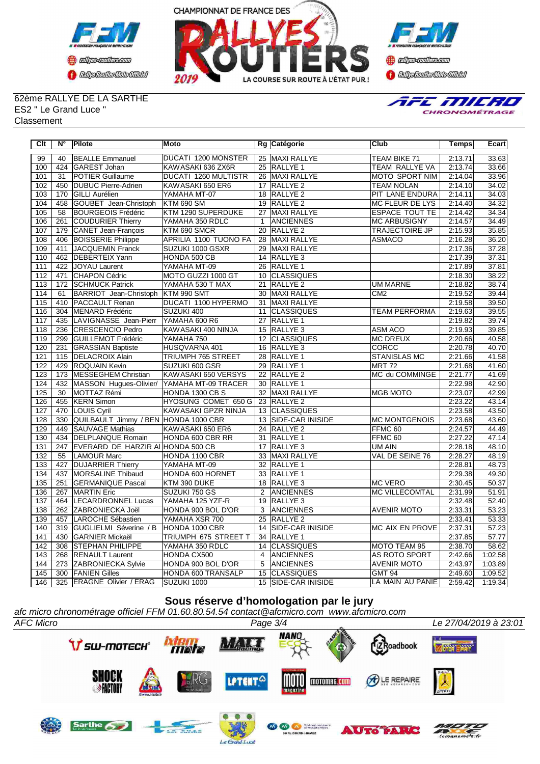62ème RALLYE DE LA SARTHE
ES2 " Le Grand Luce "
Classement

| Clt | N° | Pilote | Moto | Rg | Catégorie | Club | Temps | Ecart |
|---|---|---|---|---|---|---|---|---|
| 99 | 40 | BEALLE Emmanuel | DUCATI 1200 MONSTER | 25 | MAXI RALLYE | TEAM BIKE 71 | 2:13.71 | 33.63 |
| 100 | 424 | GAREST Johan | KAWASAKI 636 ZX6R | 25 | RALLYE 1 | TEAM RALLYE VA | 2:13.74 | 33.66 |
| 101 | 31 | POTIER Guillaume | DUCATI 1260 MULTISTR | 26 | MAXI RALLYE | MOTO SPORT NIM | 2:14.04 | 33.96 |
| 102 | 450 | DUBUC Pierre-Adrien | KAWASAKI 650 ER6 | 17 | RALLYE 2 | TEAM NOLAN | 2:14.10 | 34.02 |
| 103 | 170 | GILLI Aurélien | YAMAHA MT-07 | 18 | RALLYE 2 | PIT LANE ENDURA | 2:14.11 | 34.03 |
| 104 | 458 | GOUBET Jean-Christoph | KTM 690 SM | 19 | RALLYE 2 | MC FLEUR DE LYS | 2:14.40 | 34.32 |
| 105 | 58 | BOURGEOIS Frédéric | KTM 1290 SUPERDUKE | 27 | MAXI RALLYE | ESPACE TOUT TE | 2:14.42 | 34.34 |
| 106 | 261 | COUDURIER Thierry | YAMAHA 350 RDLC | 1 | ANCIENNES | MC ARBUSIGNY | 2:14.57 | 34.49 |
| 107 | 179 | CANET Jean-François | KTM 690 SMCR | 20 | RALLYE 2 | TRAJECTOIRE JP | 2:15.93 | 35.85 |
| 108 | 406 | BOISSERIE Philippe | APRILIA 1100 TUONO FA | 28 | MAXI RALLYE | ASMACO | 2:16.28 | 36.20 |
| 109 | 411 | JACQUEMIN Franck | SUZUKI 1000 GSXR | 29 | MAXI RALLYE | | 2:17.36 | 37.28 |
| 110 | 462 | DEBERTEIX Yann | HONDA 500 CB | 14 | RALLYE 3 | | 2:17.39 | 37.31 |
| 111 | 422 | JOYAU Laurent | YAMAHA MT-09 | 26 | RALLYE 1 | | 2:17.89 | 37.81 |
| 112 | 471 | CHAPON Cédric | MOTO GUZZI 1000 GT | 10 | CLASSIQUES | | 2:18.30 | 38.22 |
| 113 | 172 | SCHMUCK Patrick | YAMAHA 530 T MAX | 21 | RALLYE 2 | UM MARNE | 2:18.82 | 38.74 |
| 114 | 61 | BARRIOT Jean-Christoph | KTM 990 SMT | 30 | MAXI RALLYE | CM2 | 2:19.52 | 39.44 |
| 115 | 410 | PACCAULT Renan | DUCATI 1100 HYPERMO | 31 | MAXI RALLYE | | 2:19.58 | 39.50 |
| 116 | 304 | MENARD Frédéric | SUZUKI 400 | 11 | CLASSIQUES | TEAM PERFORMA | 2:19.63 | 39.55 |
| 117 | 435 | LAVIGNASSE Jean-Pierr | YAMAHA 600 R6 | 27 | RALLYE 1 | | 2:19.82 | 39.74 |
| 118 | 236 | CRESCENCIO Pedro | KAWASAKI 400 NINJA | 15 | RALLYE 3 | ASM ACO | 2:19.93 | 39.85 |
| 119 | 299 | GUILLEMOT Frédéric | YAMAHA 750 | 12 | CLASSIQUES | MC DREUX | 2:20.66 | 40.58 |
| 120 | 231 | GRASSIAN Baptiste | HUSQVARNA 401 | 16 | RALLYE 3 | CORCC | 2:20.78 | 40.70 |
| 121 | 115 | DELACROIX Alain | TRIUMPH 765 STREET | 28 | RALLYE 1 | STANISLAS MC | 2:21.66 | 41.58 |
| 122 | 429 | ROQUAIN Kevin | SUZUKI 600 GSR | 29 | RALLYE 1 | MRT 72 | 2:21.68 | 41.60 |
| 123 | 173 | MESSEGHEM Christian | KAWASAKI 650 VERSYS | 22 | RALLYE 2 | MC du COMMINGE | 2:21.77 | 41.69 |
| 124 | 432 | MASSON Hugues-Olivier/ | YAMAHA MT-09 TRACER | 30 | RALLYE 1 | | 2:22.98 | 42.90 |
| 125 | 30 | MOTTAZ Rémi | HONDA 1300 CB S | 32 | MAXI RALLYE | MGB MOTO | 2:23.07 | 42.99 |
| 126 | 455 | KERN Simon | HYOSUNG COMET 650 G | 23 | RALLYE 2 | | 2:23.22 | 43.14 |
| 127 | 470 | LOUIS Cyril | KAWASAKI GPZR NINJA | 13 | CLASSIQUES | | 2:23.58 | 43.50 |
| 128 | 330 | QUILBAULT Jimmy / BEN | HONDA 1000 CBR | 13 | SIDE-CAR INISIDE | MC MONTGENOIS | 2:23.68 | 43.60 |
| 129 | 449 | SAUVAGE Mathias | KAWASAKI 650 ER6 | 24 | RALLYE 2 | FFMC 60 | 2:24.57 | 44.49 |
| 130 | 434 | DELPLANQUE Romain | HONDA 600 CBR RR | 31 | RALLYE 1 | FFMC 60 | 2:27.22 | 47.14 |
| 131 | 247 | EVERARD DE HARZIR Al | HONDA 500 CB | 17 | RALLYE 3 | UM AIN | 2:28.18 | 48.10 |
| 132 | 55 | LAMOUR Marc | HONDA 1100 CBR | 33 | MAXI RALLYE | VAL DE SEINE 76 | 2:28.27 | 48.19 |
| 133 | 427 | DUJARRIER Thierry | YAMAHA MT-09 | 32 | RALLYE 1 | | 2:28.81 | 48.73 |
| 134 | 437 | MORSALINE Thibaud | HONDA 600 HORNET | 33 | RALLYE 1 | | 2:29.38 | 49.30 |
| 135 | 251 | GERMANIQUE Pascal | KTM 390 DUKE | 18 | RALLYE 3 | MC VERO | 2:30.45 | 50.37 |
| 136 | 267 | MARTIN Eric | SUZUKI 750 GS | 2 | ANCIENNES | MC VILLECOMTAL | 2:31.99 | 51.91 |
| 137 | 464 | LECARDRONNEL Lucas | YAMAHA 125 YZF-R | 19 | RALLYE 3 | | 2:32.48 | 52.40 |
| 138 | 262 | ZABRONIECKA Joël | HONDA 900 BOL D'OR | 3 | ANCIENNES | AVENIR MOTO | 2:33.31 | 53.23 |
| 139 | 457 | LAROCHE Sébastien | YAMAHA XSR 700 | 25 | RALLYE 2 | | 2:33.41 | 53.33 |
| 140 | 319 | GUGLIELMI Séverine / B | HONDA 1000 CBR | 14 | SIDE-CAR INISIDE | MC AIX EN PROVE | 2:37.31 | 57.23 |
| 141 | 430 | GARNIER Mickaël | TRIUMPH 675 STREET T | 34 | RALLYE 1 | | 2:37.85 | 57.77 |
| 142 | 308 | STEPHAN PHILIPPE | YAMAHA 350 RDLC | 14 | CLASSIQUES | MOTO TEAM 95 | 2:38.70 | 58.62 |
| 143 | 268 | RENAULT Laurent | HONDA CX500 | 4 | ANCIENNES | AS ROTO SPORT | 2:42.66 | 1:02.58 |
| 144 | 273 | ZABRONIECKA Sylvie | HONDA 900 BOL D'OR | 5 | ANCIENNES | AVENIR MOTO | 2:43.97 | 1:03.89 |
| 145 | 300 | FANIEN Gilles | HONDA 600 TRANSALP | 15 | CLASSIQUES | GMT 94 | 2:49.60 | 1:09.52 |
| 146 | 325 | ERAGNE Olivier / ERAG | SUZUKI 1000 | 15 | SIDE-CAR INISIDE | LA MAIN AU PANIE | 2:59.42 | 1:19.34 |

**Sous réserve d'homologation par le jury**

*afc micro chronométrage officiel FFM 01.60.80.54.54 contact@afcmicro.com www.afcmicro.com*

*AFC Micro* *Le 27/04/2019 à 23:01*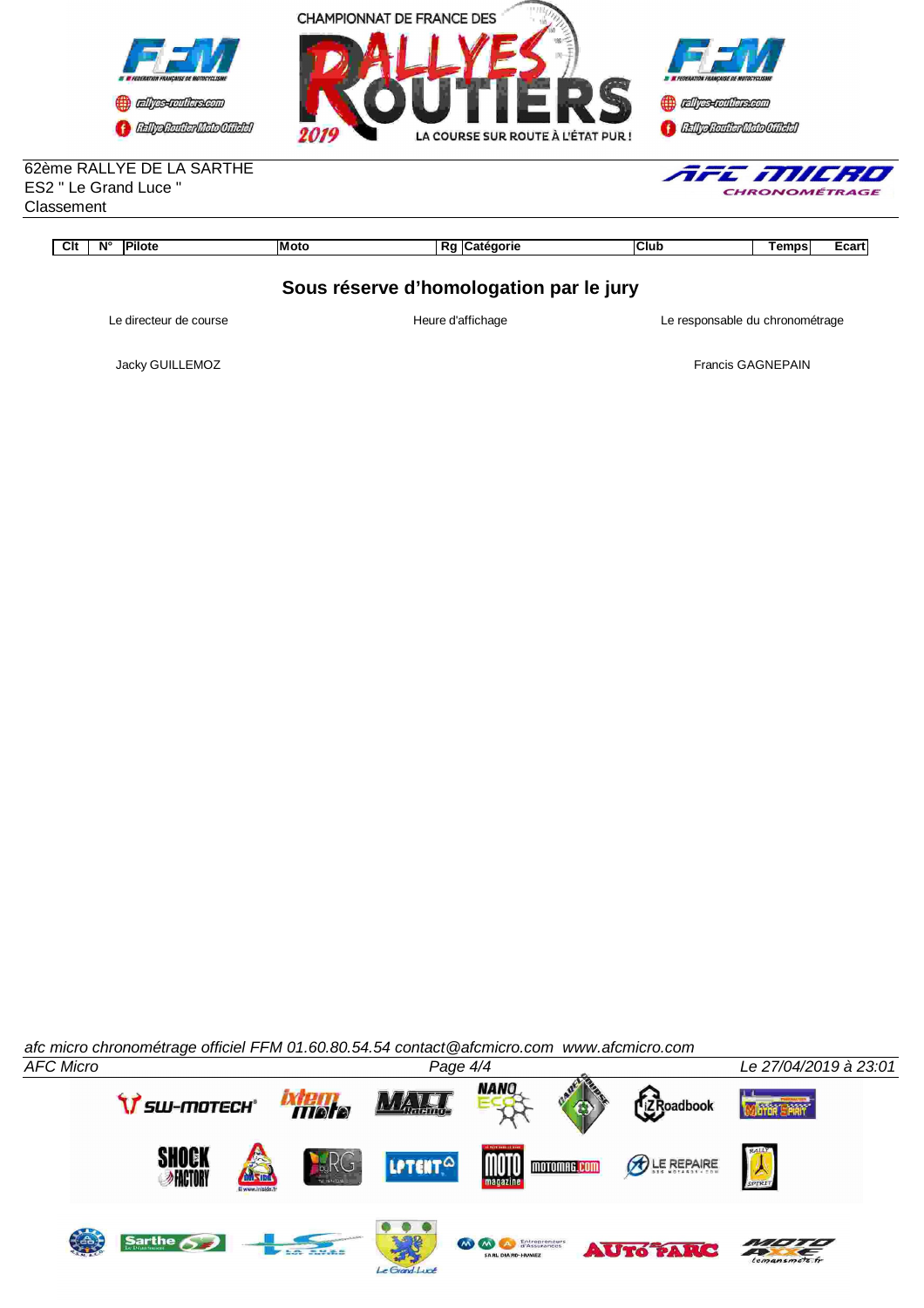62ème RALLYE DE LA SARTHE
ES2 " Le Grand Luce "
Classement

| Clt | N° | Pilote | Moto | Rg | Catégorie | Club | Temps | Ecart |
|---|---|---|---|---|---|---|---|---|

## Sous réserve d'homologation par le jury

Le directeur de course — Heure d'affichage — Le responsable du chronométrage

Jacky GUILLEMOZ — Francis GAGNEPAIN

*afc micro chronométrage officiel FFM 01.60.80.54.54 contact@afcmicro.com www.afcmicro.com*

*AFC Micro* — *Le 27/04/2019 à 23:01*